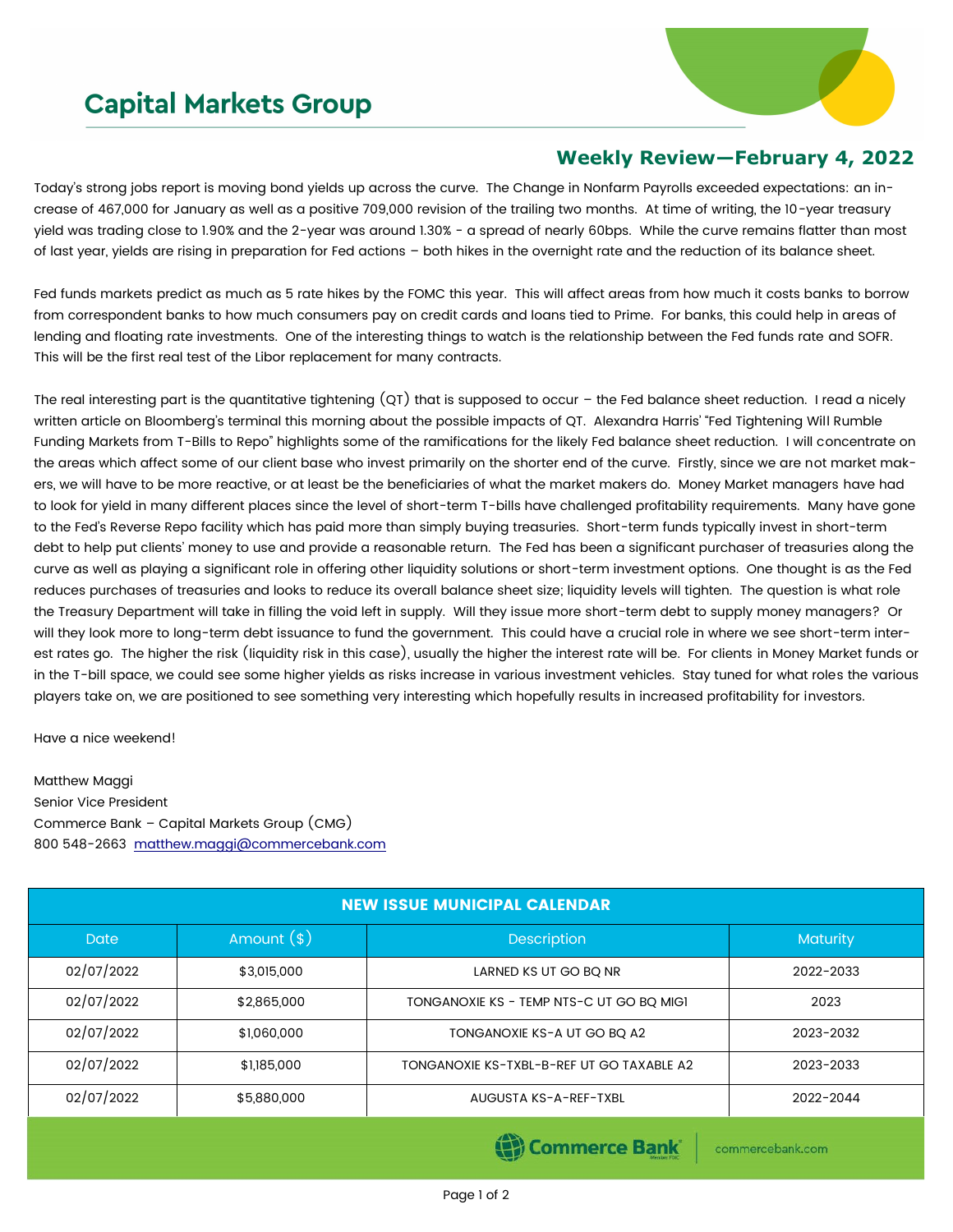# Capital Markets Group

## Weekly Review—February 4, 2022

Today's strong jobs report is moving bond yields up across the curve. The Change in Nonfarm Payrolls exceeded expectations: an increase of 467,000 for January as well as a positive 709,000 revision of the trailing two months. At time of writing, the 10-year treasury yield was trading close to 1.90% and the 2-year was around 1.30% - a spread of nearly 60bps. While the curve remains flatter than most of last year, yields are rising in preparation for Fed actions – both hikes in the overnight rate and the reduction of its balance sheet.

Fed funds markets predict as much as 5 rate hikes by the FOMC this year. This will affect areas from how much it costs banks to borrow from correspondent banks to how much consumers pay on credit cards and loans tied to Prime. For banks, this could help in areas of lending and floating rate investments. One of the interesting things to watch is the relationship between the Fed funds rate and SOFR. This will be the first real test of the Libor replacement for many contracts.

The real interesting part is the quantitative tightening (QT) that is supposed to occur – the Fed balance sheet reduction. I read a nicely written article on Bloomberg's terminal this morning about the possible impacts of QT. Alexandra Harris' "Fed Tightening Will Rumble Funding Markets from T-Bills to Repo" highlights some of the ramifications for the likely Fed balance sheet reduction. I will concentrate on the areas which affect some of our client base who invest primarily on the shorter end of the curve. Firstly, since we are not market makers, we will have to be more reactive, or at least be the beneficiaries of what the market makers do. Money Market managers have had to look for yield in many different places since the level of short-term T-bills have challenged profitability requirements. Many have gone to the Fed's Reverse Repo facility which has paid more than simply buying treasuries. Short-term funds typically invest in short-term debt to help put clients' money to use and provide a reasonable return. The Fed has been a significant purchaser of treasuries along the curve as well as playing a significant role in offering other liquidity solutions or short-term investment options. One thought is as the Fed reduces purchases of treasuries and looks to reduce its overall balance sheet size; liquidity levels will tighten. The question is what role the Treasury Department will take in filling the void left in supply. Will they issue more short-term debt to supply money managers? Or will they look more to long-term debt issuance to fund the government. This could have a crucial role in where we see short-term interest rates go. The higher the risk (liquidity risk in this case), usually the higher the interest rate will be. For clients in Money Market funds or in the T-bill space, we could see some higher yields as risks increase in various investment vehicles. Stay tuned for what roles the various players take on, we are positioned to see something very interesting which hopefully results in increased profitability for investors.

Have a nice weekend!

Matthew Maggi
Senior Vice President
Commerce Bank – Capital Markets Group (CMG)
800 548-2663 matthew.maggi@commercebank.com

| NEW ISSUE MUNICIPAL CALENDAR | | | |
|---|---|---|---|
| Date | Amount ($) | Description | Maturity |
| 02/07/2022 | $3,015,000 | LARNED KS UT GO BQ NR | 2022-2033 |
| 02/07/2022 | $2,865,000 | TONGANOXIE KS - TEMP NTS-C UT GO BQ MIG1 | 2023 |
| 02/07/2022 | $1,060,000 | TONGANOXIE KS-A UT GO BQ A2 | 2023-2032 |
| 02/07/2022 | $1,185,000 | TONGANOXIE KS-TXBL-B-REF UT GO TAXABLE A2 | 2023-2033 |
| 02/07/2022 | $5,880,000 | AUGUSTA KS-A-REF-TXBL | 2022-2044 |

Commerce Bank | commercebank.com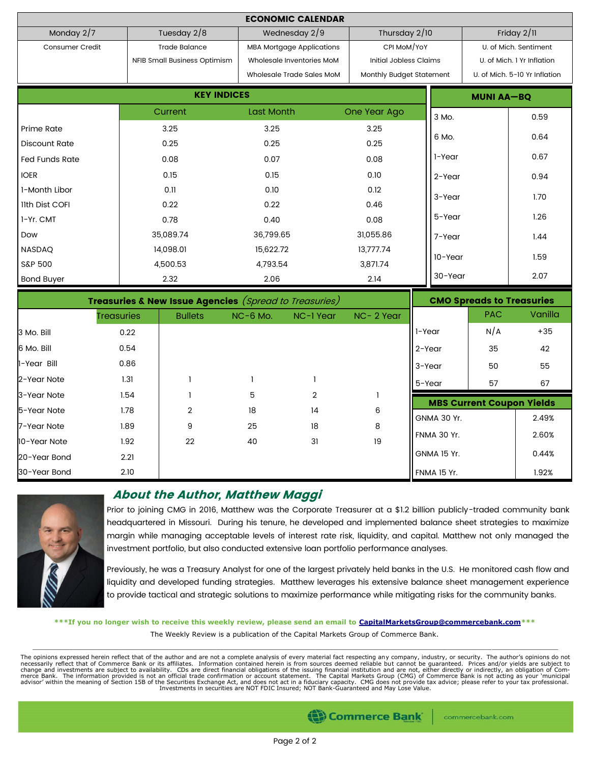## ECONOMIC CALENDAR

| Monday 2/7 | Tuesday 2/8 | Wednesday 2/9 | Thursday 2/10 | Friday 2/11 |
|---|---|---|---|---|
| Consumer Credit | Trade Balance | MBA Mortgage Applications | CPI MoM/YoY | U. of Mich. Sentiment |
| | NFIB Small Business Optimism | Wholesale Inventories MoM | Initial Jobless Claims | U. of Mich. 1 Yr Inflation |
| | | Wholesale Trade Sales MoM | Monthly Budget Statement | U. of Mich. 5-10 Yr Inflation |

## KEY INDICES

| | Current | Last Month | One Year Ago |
|---|---|---|---|
| Prime Rate | 3.25 | 3.25 | 3.25 |
| Discount Rate | 0.25 | 0.25 | 0.25 |
| Fed Funds Rate | 0.08 | 0.07 | 0.08 |
| IOER | 0.15 | 0.15 | 0.10 |
| 1-Month Libor | 0.11 | 0.10 | 0.12 |
| 11th Dist COFI | 0.22 | 0.22 | 0.46 |
| 1-Yr. CMT | 0.78 | 0.40 | 0.08 |
| Dow | 35,089.74 | 36,799.65 | 31,055.86 |
| NASDAQ | 14,098.01 | 15,622.72 | 13,777.74 |
| S&P 500 | 4,500.53 | 4,793.54 | 3,871.74 |
| Bond Buyer | 2.32 | 2.06 | 2.14 |

## MUNI AA—BQ

| | |
|---|---|
| 3 Mo. | 0.59 |
| 6 Mo. | 0.64 |
| 1-Year | 0.67 |
| 2-Year | 0.94 |
| 3-Year | 1.70 |
| 5-Year | 1.26 |
| 7-Year | 1.44 |
| 10-Year | 1.59 |
| 30-Year | 2.07 |

## Treasuries & New Issue Agencies *(Spread to Treasuries)*

| | Treasuries | Bullets | NC-6 Mo. | NC-1 Year | NC- 2 Year |
|---|---|---|---|---|---|
| 3 Mo. Bill | 0.22 | | | | |
| 6 Mo. Bill | 0.54 | | | | |
| 1-Year Bill | 0.86 | | | | |
| 2-Year Note | 1.31 | 1 | 1 | 1 | |
| 3-Year Note | 1.54 | 1 | 5 | 2 | 1 |
| 5-Year Note | 1.78 | 2 | 18 | 14 | 6 |
| 7-Year Note | 1.89 | 9 | 25 | 18 | 8 |
| 10-Year Note | 1.92 | 22 | 40 | 31 | 19 |
| 20-Year Bond | 2.21 | | | | |
| 30-Year Bond | 2.10 | | | | |

## CMO Spreads to Treasuries

| | PAC | Vanilla |
|---|---|---|
| 1-Year | N/A | +35 |
| 2-Year | 35 | 42 |
| 3-Year | 50 | 55 |
| 5-Year | 57 | 67 |

## MBS Current Coupon Yields

| | |
|---|---|
| GNMA 30 Yr. | 2.49% |
| FNMA 30 Yr. | 2.60% |
| GNMA 15 Yr. | 0.44% |
| FNMA 15 Yr. | 1.92% |

## *About the Author, Matthew Maggi*

Prior to joining CMG in 2016, Matthew was the Corporate Treasurer at a $1.2 billion publicly-traded community bank headquartered in Missouri. During his tenure, he developed and implemented balance sheet strategies to maximize margin while managing acceptable levels of interest rate risk, liquidity, and capital. Matthew not only managed the investment portfolio, but also conducted extensive loan portfolio performance analyses.

Previously, he was a Treasury Analyst for one of the largest privately held banks in the U.S. He monitored cash flow and liquidity and developed funding strategies. Matthew leverages his extensive balance sheet management experience to provide tactical and strategic solutions to maximize performance while mitigating risks for the community banks.

**\*\*\*If you no longer wish to receive this weekly review, please send an email to CapitalMarketsGroup@commercebank.com\*\*\***

The Weekly Review is a publication of the Capital Markets Group of Commerce Bank.

The opinions expressed herein reflect that of the author and are not a complete analysis of every material fact respecting any company, industry, or security. The author's opinions do not necessarily reflect that of Commerce Bank or its affiliates. Information contained herein is from sources deemed reliable but cannot be guaranteed. Prices and/or yields are subject to change and investments are subject to availability. CDs are direct financial obligations of the issuing financial institution and are not, either directly or indirectly, an obligation of Commerce Bank. The information provided is not an official trade confirmation or account statement. The Capital Markets Group (CMG) of Commerce Bank is not acting as your 'municipal advisor' within the meaning of Section 15B of the Securities Exchange Act, and does not act in a fiduciary capacity. CMG does not provide tax advice; please refer to your tax professional. Investments in securities are NOT FDIC Insured; NOT Bank-Guaranteed and May Lose Value.

Commerce Bank | commercebank.com